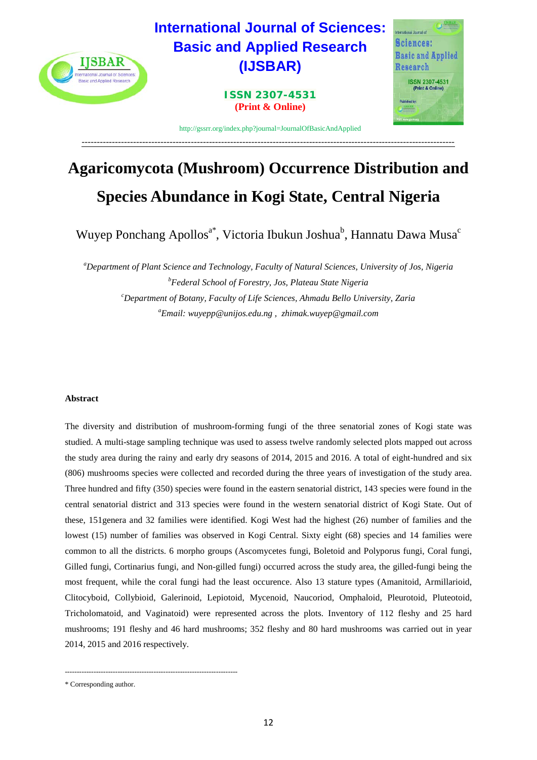# Agaricomycota (Mushroom) Occurrence Distribution and Species Abundance in Kogi State, Central Nigeria

Wuyep Ponchang Apollos[a*], Victoria Ibukun Joshua[b], Hannatu Dawa Musa[c]

[a]*Department of Plant Science and Technology, Faculty of Natural Sciences, University of Jos, Nigeria*
[b]*Federal School of Forestry, Jos, Plateau State Nigeria*
[c]*Department of Botany, Faculty of Life Sciences, Ahmadu Bello University, Zaria*
[a]*Email: wuyepp@unijos.edu.ng , zhimak.wuyep@gmail.com*

## Abstract

The diversity and distribution of mushroom-forming fungi of the three senatorial zones of Kogi state was studied. A multi-stage sampling technique was used to assess twelve randomly selected plots mapped out across the study area during the rainy and early dry seasons of 2014, 2015 and 2016. A total of eight-hundred and six (806) mushrooms species were collected and recorded during the three years of investigation of the study area. Three hundred and fifty (350) species were found in the eastern senatorial district, 143 species were found in the central senatorial district and 313 species were found in the western senatorial district of Kogi State. Out of these, 151genera and 32 families were identified. Kogi West had the highest (26) number of families and the lowest (15) number of families was observed in Kogi Central. Sixty eight (68) species and 14 families were common to all the districts. 6 morpho groups (Ascomycetes fungi, Boletoid and Polyporus fungi, Coral fungi, Gilled fungi, Cortinarius fungi, and Non-gilled fungi) occurred across the study area, the gilled-fungi being the most frequent, while the coral fungi had the least occurence. Also 13 stature types (Amanitoid, Armillarioid, Clitocyboid, Collybioid, Galerinoid, Lepiotoid, Mycenoid, Naucoriod, Omphaloid, Pleurotoid, Pluteotoid, Tricholomatoid, and Vaginatoid) were represented across the plots. Inventory of 112 fleshy and 25 hard mushrooms; 191 fleshy and 46 hard mushrooms; 352 fleshy and 80 hard mushrooms was carried out in year 2014, 2015 and 2016 respectively.

---

\* Corresponding author.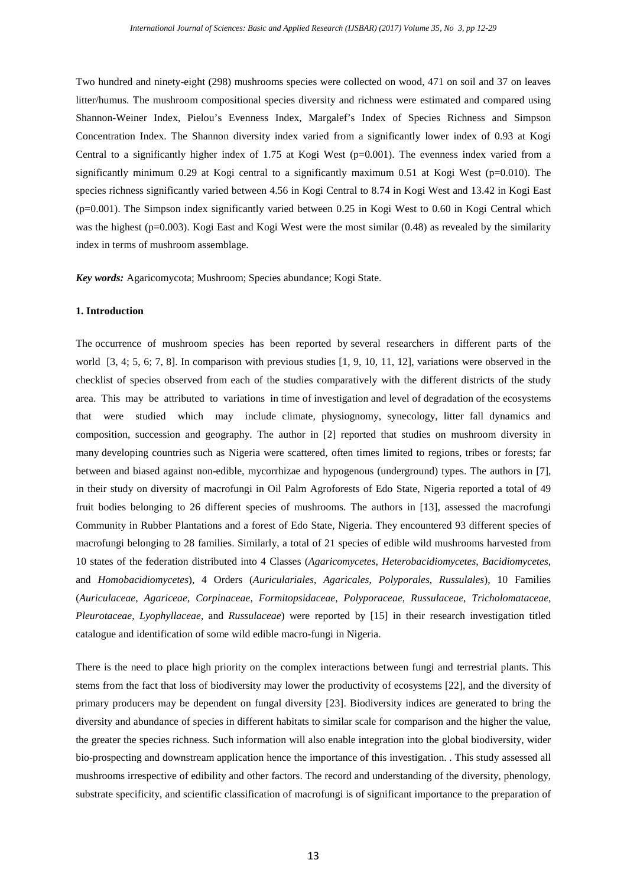Two hundred and ninety-eight (298) mushrooms species were collected on wood, 471 on soil and 37 on leaves litter/humus. The mushroom compositional species diversity and richness were estimated and compared using Shannon-Weiner Index, Pielou's Evenness Index, Margalef's Index of Species Richness and Simpson Concentration Index. The Shannon diversity index varied from a significantly lower index of 0.93 at Kogi Central to a significantly higher index of 1.75 at Kogi West (p=0.001). The evenness index varied from a significantly minimum 0.29 at Kogi central to a significantly maximum 0.51 at Kogi West (p=0.010). The species richness significantly varied between 4.56 in Kogi Central to 8.74 in Kogi West and 13.42 in Kogi East (p=0.001). The Simpson index significantly varied between 0.25 in Kogi West to 0.60 in Kogi Central which was the highest (p=0.003). Kogi East and Kogi West were the most similar (0.48) as revealed by the similarity index in terms of mushroom assemblage.

***Key words:*** Agaricomycota; Mushroom; Species abundance; Kogi State.

## 1. Introduction

The occurrence of mushroom species has been reported by several researchers in different parts of the world [3, 4; 5, 6; 7, 8]. In comparison with previous studies [1, 9, 10, 11, 12], variations were observed in the checklist of species observed from each of the studies comparatively with the different districts of the study area. This may be attributed to variations in time of investigation and level of degradation of the ecosystems that were studied which may include climate, physiognomy, synecology, litter fall dynamics and composition, succession and geography. The author in [2] reported that studies on mushroom diversity in many developing countries such as Nigeria were scattered, often times limited to regions, tribes or forests; far between and biased against non-edible, mycorrhizae and hypogenous (underground) types. The authors in [7], in their study on diversity of macrofungi in Oil Palm Agroforests of Edo State, Nigeria reported a total of 49 fruit bodies belonging to 26 different species of mushrooms. The authors in [13], assessed the macrofungi Community in Rubber Plantations and a forest of Edo State, Nigeria. They encountered 93 different species of macrofungi belonging to 28 families. Similarly, a total of 21 species of edible wild mushrooms harvested from 10 states of the federation distributed into 4 Classes (*Agaricomycetes*, *Heterobacidiomycetes*, *Bacidiomycetes*, and *Homobacidiomycetes*), 4 Orders (*Auriculariales*, *Agaricales*, *Polyporales*, *Russulales*), 10 Families (*Auriculaceae*, *Agariceae*, *Corpinaceae*, *Formitopsidaceae*, *Polyporaceae*, *Russulaceae*, *Tricholomataceae*, *Pleurotaceae*, *Lyophyllaceae*, and *Russulaceae*) were reported by [15] in their research investigation titled catalogue and identification of some wild edible macro-fungi in Nigeria.

There is the need to place high priority on the complex interactions between fungi and terrestrial plants. This stems from the fact that loss of biodiversity may lower the productivity of ecosystems [22], and the diversity of primary producers may be dependent on fungal diversity [23]. Biodiversity indices are generated to bring the diversity and abundance of species in different habitats to similar scale for comparison and the higher the value, the greater the species richness. Such information will also enable integration into the global biodiversity, wider bio-prospecting and downstream application hence the importance of this investigation. . This study assessed all mushrooms irrespective of edibility and other factors. The record and understanding of the diversity, phenology, substrate specificity, and scientific classification of macrofungi is of significant importance to the preparation of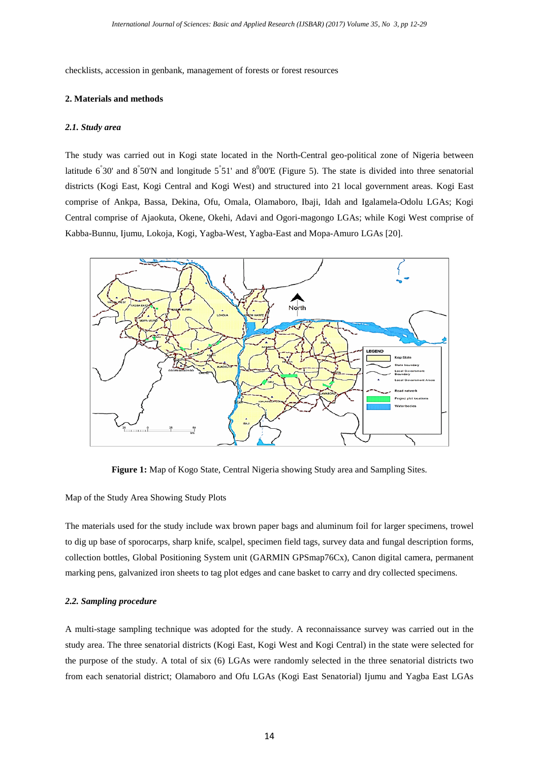checklists, accession in genbank, management of forests or forest resources

## 2. Materials and methods

### *2.1. Study area*

The study was carried out in Kogi state located in the North-Central geo-political zone of Nigeria between latitude $6^{\circ}30'$ and $8^{\circ}50'$N and longitude $5^{\circ}51'$ and $8^{0}00'$E (Figure 5). The state is divided into three senatorial districts (Kogi East, Kogi Central and Kogi West) and structured into 21 local government areas. Kogi East comprise of Ankpa, Bassa, Dekina, Ofu, Omala, Olamaboro, Ibaji, Idah and Igalamela-Odolu LGAs; Kogi Central comprise of Ajaokuta, Okene, Okehi, Adavi and Ogori-magongo LGAs; while Kogi West comprise of Kabba-Bunnu, Ijumu, Lokoja, Kogi, Yagba-West, Yagba-East and Mopa-Amuro LGAs [20].

**Figure 1:** Map of Kogo State, Central Nigeria showing Study area and Sampling Sites.

Map of the Study Area Showing Study Plots

The materials used for the study include wax brown paper bags and aluminum foil for larger specimens, trowel to dig up base of sporocarps, sharp knife, scalpel, specimen field tags, survey data and fungal description forms, collection bottles, Global Positioning System unit (GARMIN GPSmap76Cx), Canon digital camera, permanent marking pens, galvanized iron sheets to tag plot edges and cane basket to carry and dry collected specimens.

### *2.2. Sampling procedure*

A multi-stage sampling technique was adopted for the study. A reconnaissance survey was carried out in the study area. The three senatorial districts (Kogi East, Kogi West and Kogi Central) in the state were selected for the purpose of the study. A total of six (6) LGAs were randomly selected in the three senatorial districts two from each senatorial district; Olamaboro and Ofu LGAs (Kogi East Senatorial) Ijumu and Yagba East LGAs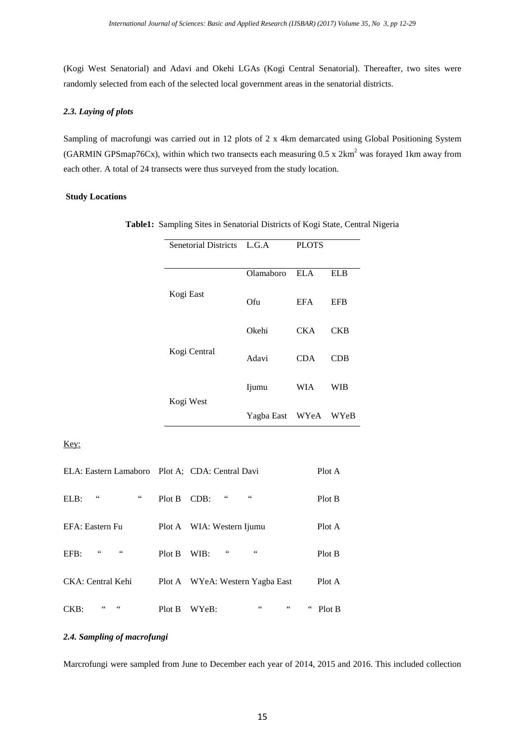(Kogi West Senatorial) and Adavi and Okehi LGAs (Kogi Central Senatorial). Thereafter, two sites were randomly selected from each of the selected local government areas in the senatorial districts.

### *2.3. Laying of plots*

Sampling of macrofungi was carried out in 12 plots of 2 x 4km demarcated using Global Positioning System (GARMIN GPSmap76Cx), within which two transects each measuring 0.5 x 2km$^2$ was forayed 1km away from each other. A total of 24 transects were thus surveyed from the study location.

**Study Locations**

**Table1:** Sampling Sites in Senatorial Districts of Kogi State, Central Nigeria

| Senetorial Districts | L.G.A | PLOTS | |
|---|---|---|---|
| Kogi East | Olamaboro | ELA | ELB |
| | Ofu | EFA | EFB |
| Kogi Central | Okehi | CKA | CKB |
| | Adavi | CDA | CDB |
| Kogi West | Ijumu | WIA | WIB |
| | Yagba East | WYeA | WYeB |

Key:

| | | | |
|---|---|---|---|
| ELA: Eastern Lamaboro | Plot A; | CDA: Central Davi | Plot A |
| ELB: " " | Plot B | CDB: " " | Plot B |
| EFA: Eastern Fu | Plot A | WIA: Western Ijumu | Plot A |
| EFB: " " | Plot B | WIB: " " | Plot B |
| CKA: Central Kehi | Plot A | WYeA: Western Yagba East | Plot A |
| CKB: " " | Plot B | WYeB: " " " | Plot B |

### *2.4. Sampling of macrofungi*

Marcrofungi were sampled from June to December each year of 2014, 2015 and 2016. This included collection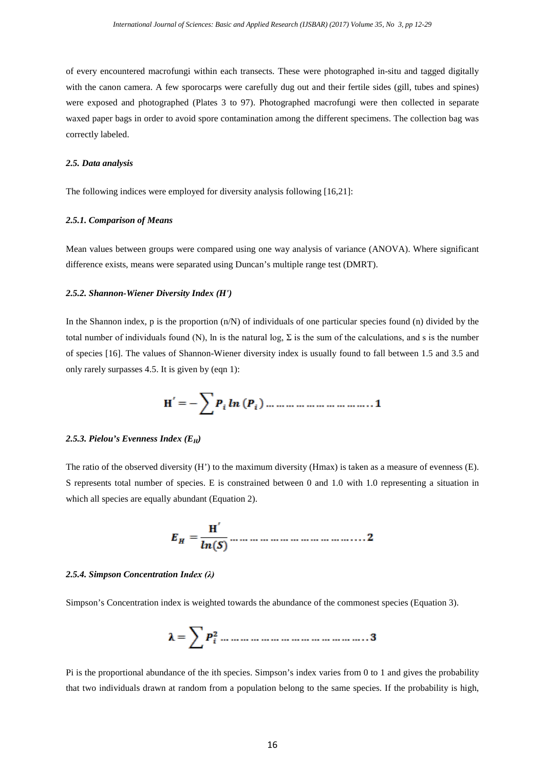of every encountered macrofungi within each transects. These were photographed in-situ and tagged digitally with the canon camera. A few sporocarps were carefully dug out and their fertile sides (gill, tubes and spines) were exposed and photographed (Plates 3 to 97). Photographed macrofungi were then collected in separate waxed paper bags in order to avoid spore contamination among the different specimens. The collection bag was correctly labeled.

### *2.5. Data analysis*

The following indices were employed for diversity analysis following [16,21]:

#### *2.5.1. Comparison of Means*

Mean values between groups were compared using one way analysis of variance (ANOVA). Where significant difference exists, means were separated using Duncan's multiple range test (DMRT).

#### *2.5.2. Shannon-Wiener Diversity Index (H')*

In the Shannon index, p is the proportion (n/N) of individuals of one particular species found (n) divided by the total number of individuals found (N), ln is the natural log, Σ is the sum of the calculations, and s is the number of species [16]. The values of Shannon-Wiener diversity index is usually found to fall between 1.5 and 3.5 and only rarely surpasses 4.5. It is given by (eqn 1):

$$\mathbf{H}' = -\sum P_i \, ln\,(P_i) \ldots\ldots\ldots\ldots\ldots\ldots\ldots\ldots\ldots \mathbf{1}$$

#### *2.5.3. Pielou's Evenness Index ($E_H$)*

The ratio of the observed diversity (H') to the maximum diversity (Hmax) is taken as a measure of evenness (E). S represents total number of species. E is constrained between 0 and 1.0 with 1.0 representing a situation in which all species are equally abundant (Equation 2).

$$E_H = \frac{\mathbf{H}'}{ln(S)} \ldots\ldots\ldots\ldots\ldots\ldots\ldots\ldots\ldots\ldots \mathbf{2}$$

#### *2.5.4. Simpson Concentration Index (λ)*

Simpson's Concentration index is weighted towards the abundance of the commonest species (Equation 3).

$$\boldsymbol{\lambda} = \sum P_i^2 \ldots\ldots\ldots\ldots\ldots\ldots\ldots\ldots\ldots\ldots\ldots \mathbf{3}$$

Pi is the proportional abundance of the ith species. Simpson's index varies from 0 to 1 and gives the probability that two individuals drawn at random from a population belong to the same species. If the probability is high,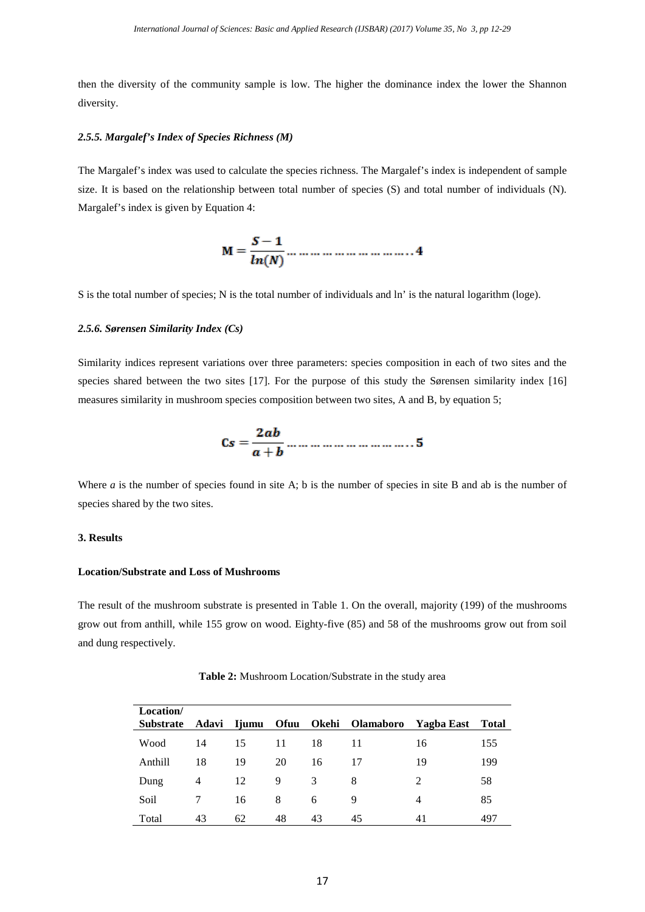then the diversity of the community sample is low. The higher the dominance index the lower the Shannon diversity.

#### *2.5.5. Margalef's Index of Species Richness (M)*

The Margalef's index was used to calculate the species richness. The Margalef's index is independent of sample size. It is based on the relationship between total number of species (S) and total number of individuals (N). Margalef's index is given by Equation 4:

$$\mathbf{M} = \frac{S-1}{ln(N)} \dots\dots\dots\dots\dots\dots\dots\dots\dots .. 4$$

S is the total number of species; N is the total number of individuals and ln' is the natural logarithm (loge).

#### *2.5.6. Sørensen Similarity Index (Cs)*

Similarity indices represent variations over three parameters: species composition in each of two sites and the species shared between the two sites [17]. For the purpose of this study the Sørensen similarity index [16] measures similarity in mushroom species composition between two sites, A and B, by equation 5;

$$\mathbf{Cs} = \frac{2ab}{a+b} \dots\dots\dots\dots\dots\dots\dots\dots\dots .. 5$$

Where *a* is the number of species found in site A; b is the number of species in site B and ab is the number of species shared by the two sites.

### 3. Results

#### Location/Substrate and Loss of Mushrooms

The result of the mushroom substrate is presented in Table 1. On the overall, majority (199) of the mushrooms grow out from anthill, while 155 grow on wood. Eighty-five (85) and 58 of the mushrooms grow out from soil and dung respectively.

**Table 2:** Mushroom Location/Substrate in the study area

| Location/ Substrate | Adavi | Ijumu | Ofuu | Okehi | Olamaboro | Yagba East | Total |
|---|---|---|---|---|---|---|---|
| Wood | 14 | 15 | 11 | 18 | 11 | 16 | 155 |
| Anthill | 18 | 19 | 20 | 16 | 17 | 19 | 199 |
| Dung | 4 | 12 | 9 | 3 | 8 | 2 | 58 |
| Soil | 7 | 16 | 8 | 6 | 9 | 4 | 85 |
| Total | 43 | 62 | 48 | 43 | 45 | 41 | 497 |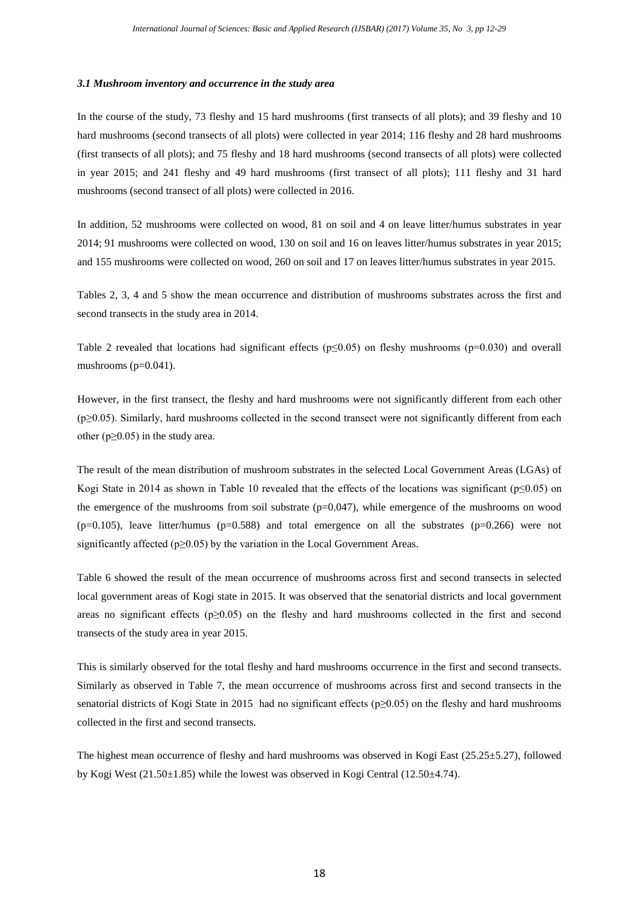### *3.1 Mushroom inventory and occurrence in the study area*

In the course of the study, 73 fleshy and 15 hard mushrooms (first transects of all plots); and 39 fleshy and 10 hard mushrooms (second transects of all plots) were collected in year 2014; 116 fleshy and 28 hard mushrooms (first transects of all plots); and 75 fleshy and 18 hard mushrooms (second transects of all plots) were collected in year 2015; and 241 fleshy and 49 hard mushrooms (first transect of all plots); 111 fleshy and 31 hard mushrooms (second transect of all plots) were collected in 2016.

In addition, 52 mushrooms were collected on wood, 81 on soil and 4 on leave litter/humus substrates in year 2014; 91 mushrooms were collected on wood, 130 on soil and 16 on leaves litter/humus substrates in year 2015; and 155 mushrooms were collected on wood, 260 on soil and 17 on leaves litter/humus substrates in year 2015.

Tables 2, 3, 4 and 5 show the mean occurrence and distribution of mushrooms substrates across the first and second transects in the study area in 2014.

Table 2 revealed that locations had significant effects ($p \leq 0.05$) on fleshy mushrooms ($p=0.030$) and overall mushrooms ($p=0.041$).

However, in the first transect, the fleshy and hard mushrooms were not significantly different from each other ($p \geq 0.05$). Similarly, hard mushrooms collected in the second transect were not significantly different from each other ($p \geq 0.05$) in the study area.

The result of the mean distribution of mushroom substrates in the selected Local Government Areas (LGAs) of Kogi State in 2014 as shown in Table 10 revealed that the effects of the locations was significant ($p \leq 0.05$) on the emergence of the mushrooms from soil substrate ($p=0.047$), while emergence of the mushrooms on wood ($p=0.105$), leave litter/humus ($p=0.588$) and total emergence on all the substrates ($p=0.266$) were not significantly affected ($p \geq 0.05$) by the variation in the Local Government Areas.

Table 6 showed the result of the mean occurrence of mushrooms across first and second transects in selected local government areas of Kogi state in 2015. It was observed that the senatorial districts and local government areas no significant effects ($p \geq 0.05$) on the fleshy and hard mushrooms collected in the first and second transects of the study area in year 2015.

This is similarly observed for the total fleshy and hard mushrooms occurrence in the first and second transects. Similarly as observed in Table 7, the mean occurrence of mushrooms across first and second transects in the senatorial districts of Kogi State in 2015 had no significant effects ($p \geq 0.05$) on the fleshy and hard mushrooms collected in the first and second transects.

The highest mean occurrence of fleshy and hard mushrooms was observed in Kogi East ($25.25 \pm 5.27$), followed by Kogi West ($21.50 \pm 1.85$) while the lowest was observed in Kogi Central ($12.50 \pm 4.74$).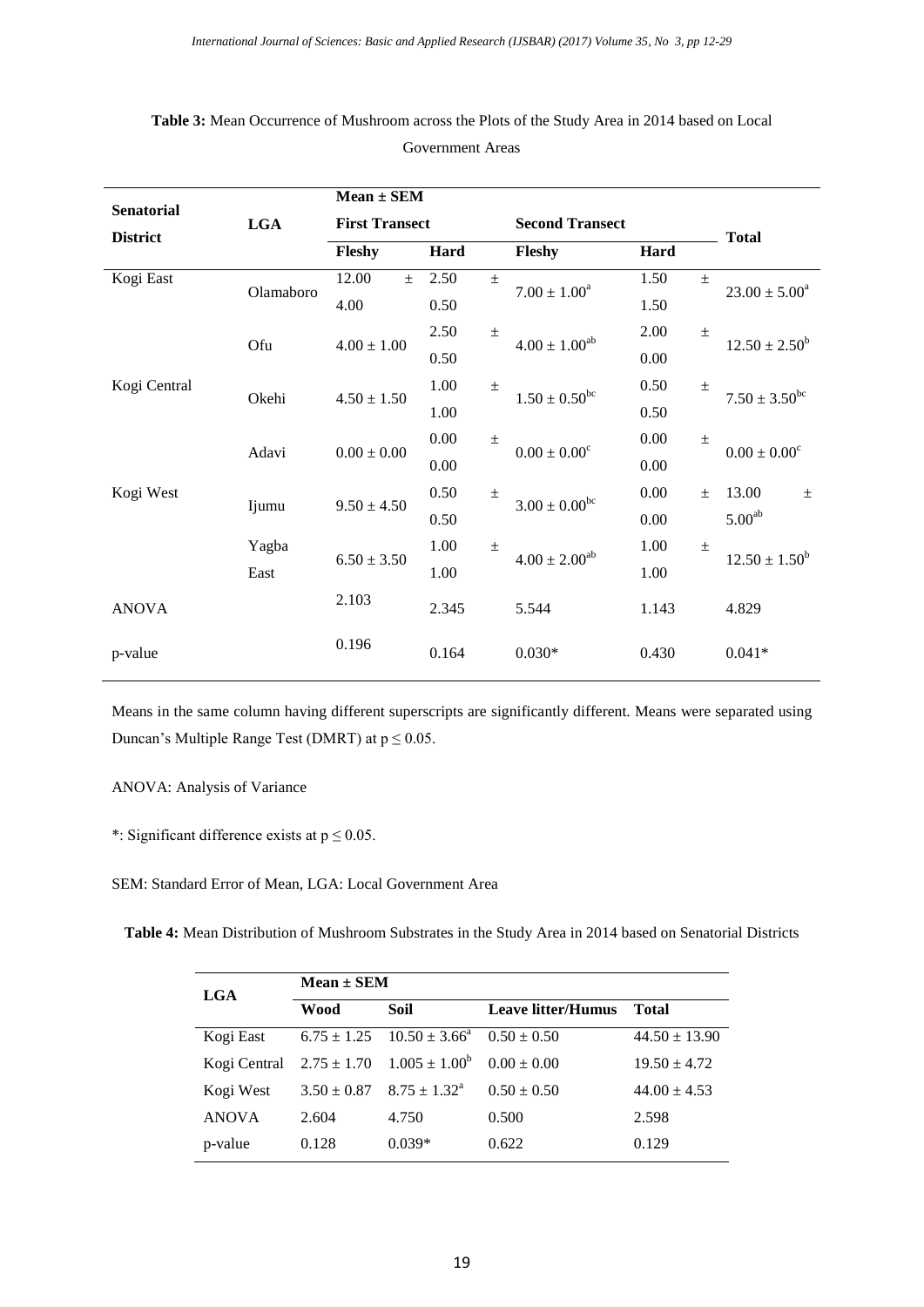**Table 3:** Mean Occurrence of Mushroom across the Plots of the Study Area in 2014 based on Local Government Areas

| Senatorial District | LGA | Mean ± SEM | | | | Total |
|---|---|---|---|---|---|---|
| | | First Transect | | Second Transect | | |
| | | Fleshy | Hard | Fleshy | Hard | |
| Kogi East | Olamaboro | 12.00 ± 4.00 | 2.50 ± 0.50 | $7.00 \pm 1.00^{a}$ | 1.50 ± 1.50 | $23.00 \pm 5.00^{a}$ |
| | Ofu | 4.00 ± 1.00 | 2.50 ± 0.50 | $4.00 \pm 1.00^{ab}$ | 2.00 ± 0.00 | $12.50 \pm 2.50^{b}$ |
| Kogi Central | Okehi | 4.50 ± 1.50 | 1.00 ± 1.00 | $1.50 \pm 0.50^{bc}$ | 0.50 ± 0.50 | $7.50 \pm 3.50^{bc}$ |
| | Adavi | 0.00 ± 0.00 | 0.00 ± 0.00 | $0.00 \pm 0.00^{c}$ | 0.00 ± 0.00 | $0.00 \pm 0.00^{c}$ |
| Kogi West | Ijumu | 9.50 ± 4.50 | 0.50 ± 0.50 | $3.00 \pm 0.00^{bc}$ | 0.00 ± 0.00 | $13.00 \pm 5.00^{ab}$ |
| | Yagba East | 6.50 ± 3.50 | 1.00 ± 1.00 | $4.00 \pm 2.00^{ab}$ | 1.00 ± 1.00 | $12.50 \pm 1.50^{b}$ |
| ANOVA | | 2.103 | 2.345 | 5.544 | 1.143 | 4.829 |
| p-value | | 0.196 | 0.164 | 0.030* | 0.430 | 0.041* |

Means in the same column having different superscripts are significantly different. Means were separated using Duncan's Multiple Range Test (DMRT) at $p \leq 0.05$.

ANOVA: Analysis of Variance

*: Significant difference exists at $p \leq 0.05$.

SEM: Standard Error of Mean, LGA: Local Government Area

**Table 4:** Mean Distribution of Mushroom Substrates in the Study Area in 2014 based on Senatorial Districts

| LGA | Mean ± SEM | | | |
|---|---|---|---|---|
| | Wood | Soil | Leave litter/Humus | Total |
| Kogi East | 6.75 ± 1.25 | $10.50 \pm 3.66^{a}$ | 0.50 ± 0.50 | 44.50 ± 13.90 |
| Kogi Central | 2.75 ± 1.70 | $1.005 \pm 1.00^{b}$ | 0.00 ± 0.00 | 19.50 ± 4.72 |
| Kogi West | 3.50 ± 0.87 | $8.75 \pm 1.32^{a}$ | 0.50 ± 0.50 | 44.00 ± 4.53 |
| ANOVA | 2.604 | 4.750 | 0.500 | 2.598 |
| p-value | 0.128 | 0.039* | 0.622 | 0.129 |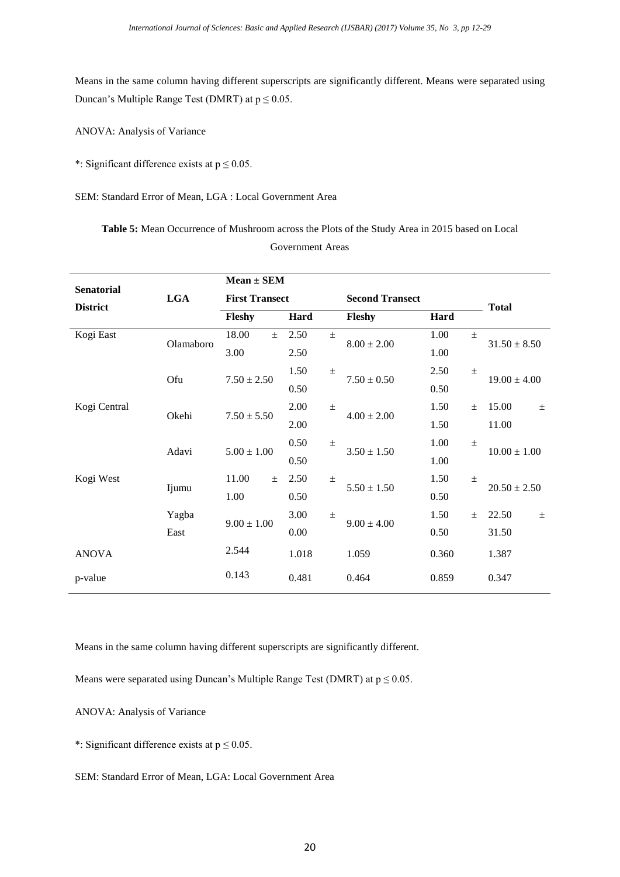Means in the same column having different superscripts are significantly different. Means were separated using Duncan's Multiple Range Test (DMRT) at $p \leq 0.05$.

ANOVA: Analysis of Variance

*: Significant difference exists at $p \leq 0.05$.

SEM: Standard Error of Mean, LGA : Local Government Area

**Table 5:** Mean Occurrence of Mushroom across the Plots of the Study Area in 2015 based on Local Government Areas

| Senatorial District | LGA | Mean ± SEM | | | | |
|---|---|---|---|---|---|---|
| | | First Transect | | Second Transect | | Total |
| | | Fleshy | Hard | Fleshy | Hard | |
| Kogi East | Olamaboro | 18.00 ± 3.00 | 2.50 ± 2.50 | 8.00 ± 2.00 | 1.00 ± 1.00 | 31.50 ± 8.50 |
| | Ofu | 7.50 ± 2.50 | 1.50 ± 0.50 | 7.50 ± 0.50 | 2.50 ± 0.50 | 19.00 ± 4.00 |
| Kogi Central | Okehi | 7.50 ± 5.50 | 2.00 ± 2.00 | 4.00 ± 2.00 | 1.50 ± 1.50 | 15.00 ± 11.00 |
| | Adavi | 5.00 ± 1.00 | 0.50 ± 0.50 | 3.50 ± 1.50 | 1.00 ± 1.00 | 10.00 ± 1.00 |
| Kogi West | Ijumu | 11.00 ± 1.00 | 2.50 ± 0.50 | 5.50 ± 1.50 | 1.50 ± 0.50 | 20.50 ± 2.50 |
| | Yagba East | 9.00 ± 1.00 | 3.00 ± 0.00 | 9.00 ± 4.00 | 1.50 ± 0.50 | 22.50 ± 31.50 |
| ANOVA | | 2.544 | 1.018 | 1.059 | 0.360 | 1.387 |
| p-value | | 0.143 | 0.481 | 0.464 | 0.859 | 0.347 |

Means in the same column having different superscripts are significantly different.

Means were separated using Duncan's Multiple Range Test (DMRT) at $p \leq 0.05$.

ANOVA: Analysis of Variance

*: Significant difference exists at $p \leq 0.05$.

SEM: Standard Error of Mean, LGA: Local Government Area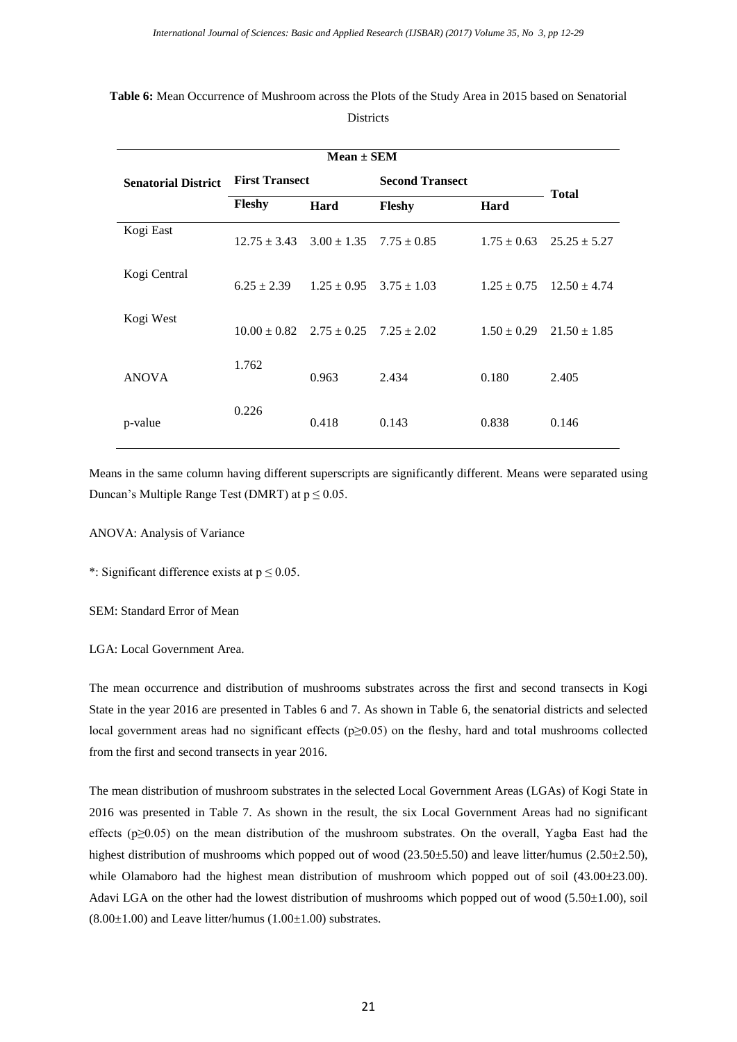**Table 6:** Mean Occurrence of Mushroom across the Plots of the Study Area in 2015 based on Senatorial Districts

| Senatorial District | Mean ± SEM | | | | |
|---|---|---|---|---|---|
| | First Transect | | Second Transect | | Total |
| | Fleshy | Hard | Fleshy | Hard | |
| Kogi East | 12.75 ± 3.43 | 3.00 ± 1.35 | 7.75 ± 0.85 | 1.75 ± 0.63 | 25.25 ± 5.27 |
| Kogi Central | 6.25 ± 2.39 | 1.25 ± 0.95 | 3.75 ± 1.03 | 1.25 ± 0.75 | 12.50 ± 4.74 |
| Kogi West | 10.00 ± 0.82 | 2.75 ± 0.25 | 7.25 ± 2.02 | 1.50 ± 0.29 | 21.50 ± 1.85 |
| ANOVA | 1.762 | 0.963 | 2.434 | 0.180 | 2.405 |
| p-value | 0.226 | 0.418 | 0.143 | 0.838 | 0.146 |

Means in the same column having different superscripts are significantly different. Means were separated using Duncan's Multiple Range Test (DMRT) at $p \leq 0.05$.

ANOVA: Analysis of Variance

*: Significant difference exists at $p \leq 0.05$.

SEM: Standard Error of Mean

LGA: Local Government Area.

The mean occurrence and distribution of mushrooms substrates across the first and second transects in Kogi State in the year 2016 are presented in Tables 6 and 7. As shown in Table 6, the senatorial districts and selected local government areas had no significant effects ($p \geq 0.05$) on the fleshy, hard and total mushrooms collected from the first and second transects in year 2016.

The mean distribution of mushroom substrates in the selected Local Government Areas (LGAs) of Kogi State in 2016 was presented in Table 7. As shown in the result, the six Local Government Areas had no significant effects ($p \geq 0.05$) on the mean distribution of the mushroom substrates. On the overall, Yagba East had the highest distribution of mushrooms which popped out of wood (23.50±5.50) and leave litter/humus (2.50±2.50), while Olamaboro had the highest mean distribution of mushroom which popped out of soil (43.00±23.00). Adavi LGA on the other had the lowest distribution of mushrooms which popped out of wood (5.50±1.00), soil (8.00±1.00) and Leave litter/humus (1.00±1.00) substrates.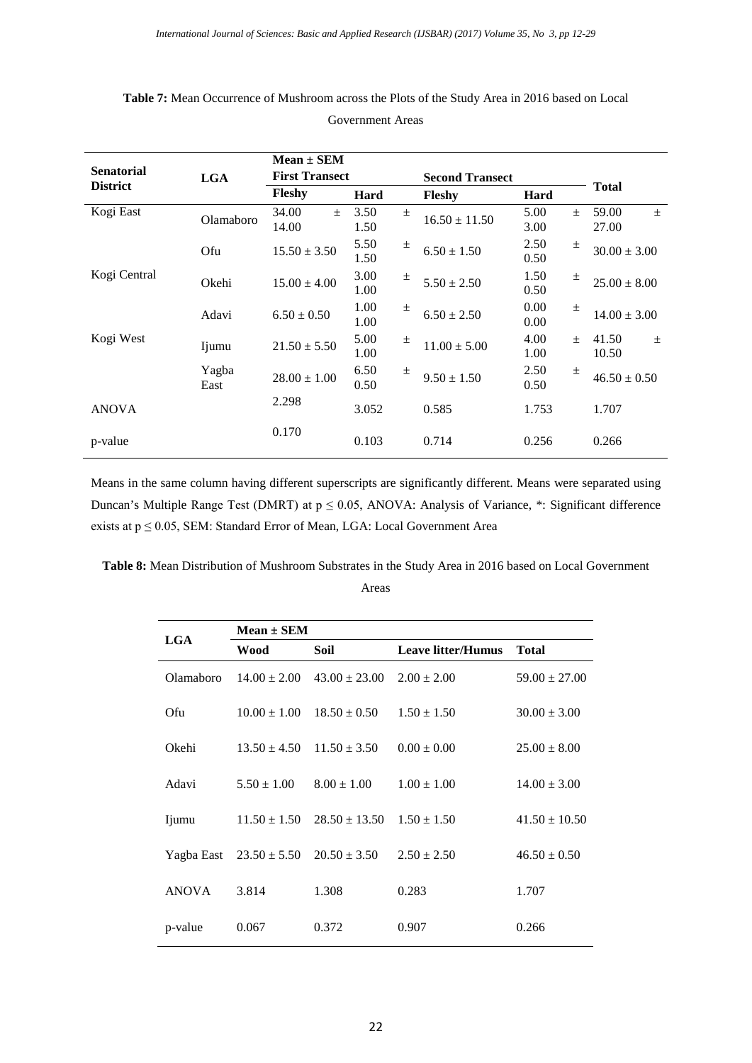**Table 7:** Mean Occurrence of Mushroom across the Plots of the Study Area in 2016 based on Local Government Areas

| Senatorial District | LGA | Mean ± SEM | | | | Total |
|---|---|---|---|---|---|---|
| | | First Transect | | Second Transect | | |
| | | Fleshy | Hard | Fleshy | Hard | |
| Kogi East | Olamaboro | 34.00 ± 14.00 | 3.50 ± 1.50 | 16.50 ± 11.50 | 5.00 ± 3.00 | 59.00 ± 27.00 |
| | Ofu | 15.50 ± 3.50 | 5.50 ± 1.50 | 6.50 ± 1.50 | 2.50 ± 0.50 | 30.00 ± 3.00 |
| Kogi Central | Okehi | 15.00 ± 4.00 | 3.00 ± 1.00 | 5.50 ± 2.50 | 1.50 ± 0.50 | 25.00 ± 8.00 |
| | Adavi | 6.50 ± 0.50 | 1.00 ± 1.00 | 6.50 ± 2.50 | 0.00 ± 0.00 | 14.00 ± 3.00 |
| Kogi West | Ijumu | 21.50 ± 5.50 | 5.00 ± 1.00 | 11.00 ± 5.00 | 4.00 ± 1.00 | 41.50 ± 10.50 |
| | Yagba East | 28.00 ± 1.00 | 6.50 ± 0.50 | 9.50 ± 1.50 | 2.50 ± 0.50 | 46.50 ± 0.50 |
| ANOVA | | 2.298 | 3.052 | 0.585 | 1.753 | 1.707 |
| p-value | | 0.170 | 0.103 | 0.714 | 0.256 | 0.266 |

Means in the same column having different superscripts are significantly different. Means were separated using Duncan's Multiple Range Test (DMRT) at $p \leq 0.05$, ANOVA: Analysis of Variance, *: Significant difference exists at $p \leq 0.05$, SEM: Standard Error of Mean, LGA: Local Government Area

**Table 8:** Mean Distribution of Mushroom Substrates in the Study Area in 2016 based on Local Government Areas

| LGA | Mean ± SEM | | | |
|---|---|---|---|---|
| | Wood | Soil | Leave litter/Humus | Total |
| Olamaboro | 14.00 ± 2.00 | 43.00 ± 23.00 | 2.00 ± 2.00 | 59.00 ± 27.00 |
| Ofu | 10.00 ± 1.00 | 18.50 ± 0.50 | 1.50 ± 1.50 | 30.00 ± 3.00 |
| Okehi | 13.50 ± 4.50 | 11.50 ± 3.50 | 0.00 ± 0.00 | 25.00 ± 8.00 |
| Adavi | 5.50 ± 1.00 | 8.00 ± 1.00 | 1.00 ± 1.00 | 14.00 ± 3.00 |
| Ijumu | 11.50 ± 1.50 | 28.50 ± 13.50 | 1.50 ± 1.50 | 41.50 ± 10.50 |
| Yagba East | 23.50 ± 5.50 | 20.50 ± 3.50 | 2.50 ± 2.50 | 46.50 ± 0.50 |
| ANOVA | 3.814 | 1.308 | 0.283 | 1.707 |
| p-value | 0.067 | 0.372 | 0.907 | 0.266 |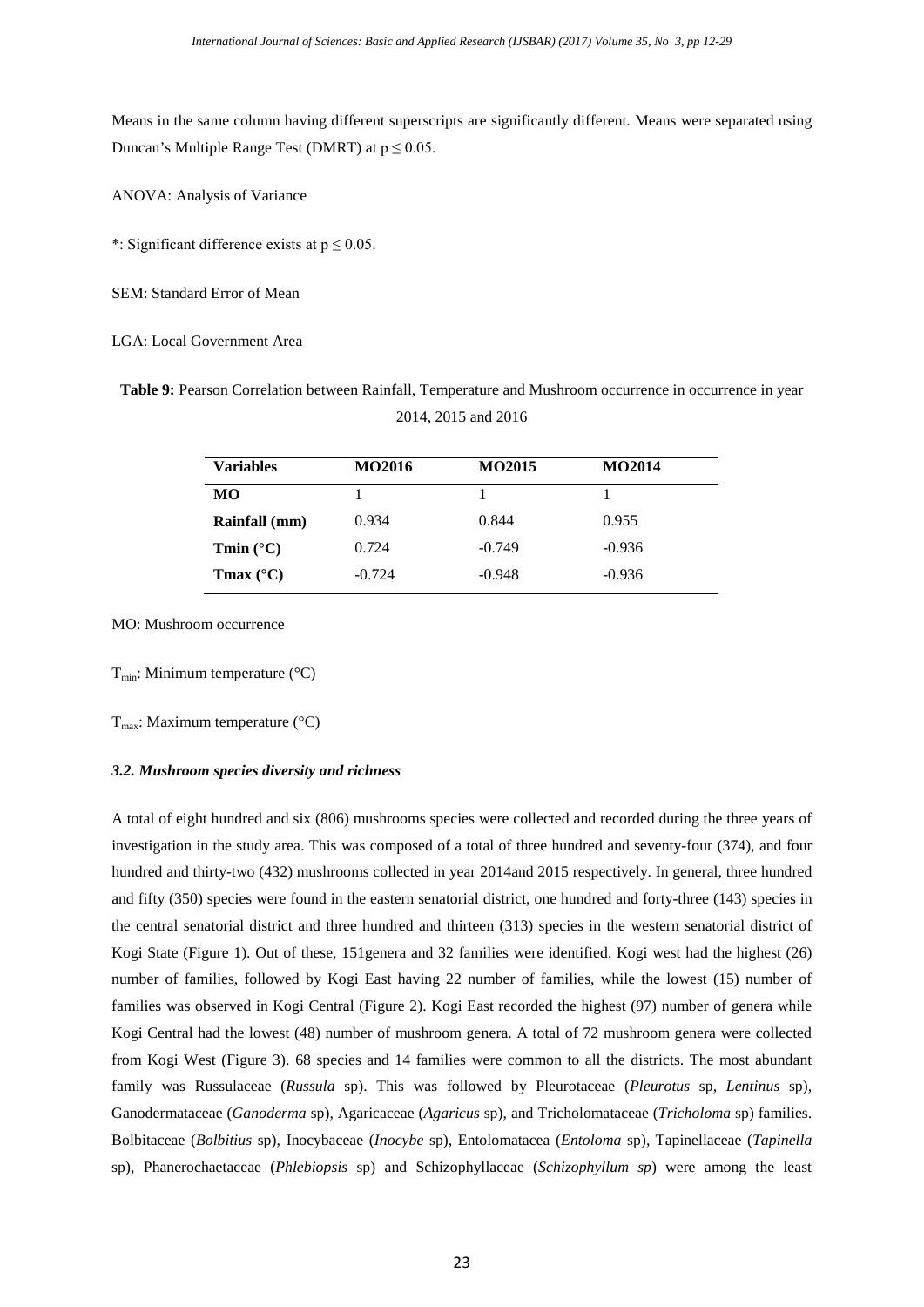Means in the same column having different superscripts are significantly different. Means were separated using Duncan's Multiple Range Test (DMRT) at $p \leq 0.05$.

ANOVA: Analysis of Variance

*: Significant difference exists at $p \leq 0.05$.

SEM: Standard Error of Mean

LGA: Local Government Area

**Table 9:** Pearson Correlation between Rainfall, Temperature and Mushroom occurrence in occurrence in year 2014, 2015 and 2016

| Variables | MO2016 | MO2015 | MO2014 |
|---|---|---|---|
| **MO** | 1 | 1 | 1 |
| **Rainfall (mm)** | 0.934 | 0.844 | 0.955 |
| **Tmin (°C)** | 0.724 | -0.749 | -0.936 |
| **Tmax (°C)** | -0.724 | -0.948 | -0.936 |

MO: Mushroom occurrence

$T_{min}$: Minimum temperature (°C)

$T_{max}$: Maximum temperature (°C)

### *3.2. Mushroom species diversity and richness*

A total of eight hundred and six (806) mushrooms species were collected and recorded during the three years of investigation in the study area. This was composed of a total of three hundred and seventy-four (374), and four hundred and thirty-two (432) mushrooms collected in year 2014and 2015 respectively. In general, three hundred and fifty (350) species were found in the eastern senatorial district, one hundred and forty-three (143) species in the central senatorial district and three hundred and thirteen (313) species in the western senatorial district of Kogi State (Figure 1). Out of these, 151genera and 32 families were identified. Kogi west had the highest (26) number of families, followed by Kogi East having 22 number of families, while the lowest (15) number of families was observed in Kogi Central (Figure 2). Kogi East recorded the highest (97) number of genera while Kogi Central had the lowest (48) number of mushroom genera. A total of 72 mushroom genera were collected from Kogi West (Figure 3). 68 species and 14 families were common to all the districts. The most abundant family was Russulaceae (*Russula* sp). This was followed by Pleurotaceae (*Pleurotus* sp, *Lentinus* sp), Ganodermataceae (*Ganoderma* sp), Agaricaceae (*Agaricus* sp), and Tricholomataceae (*Tricholoma* sp) families. Bolbitaceae (*Bolbitius* sp), Inocybaceae (*Inocybe* sp), Entolomatacea (*Entoloma* sp), Tapinellaceae (*Tapinella* sp), Phanerochaetaceae (*Phlebiopsis* sp) and Schizophyllaceae (*Schizophyllum sp*) were among the least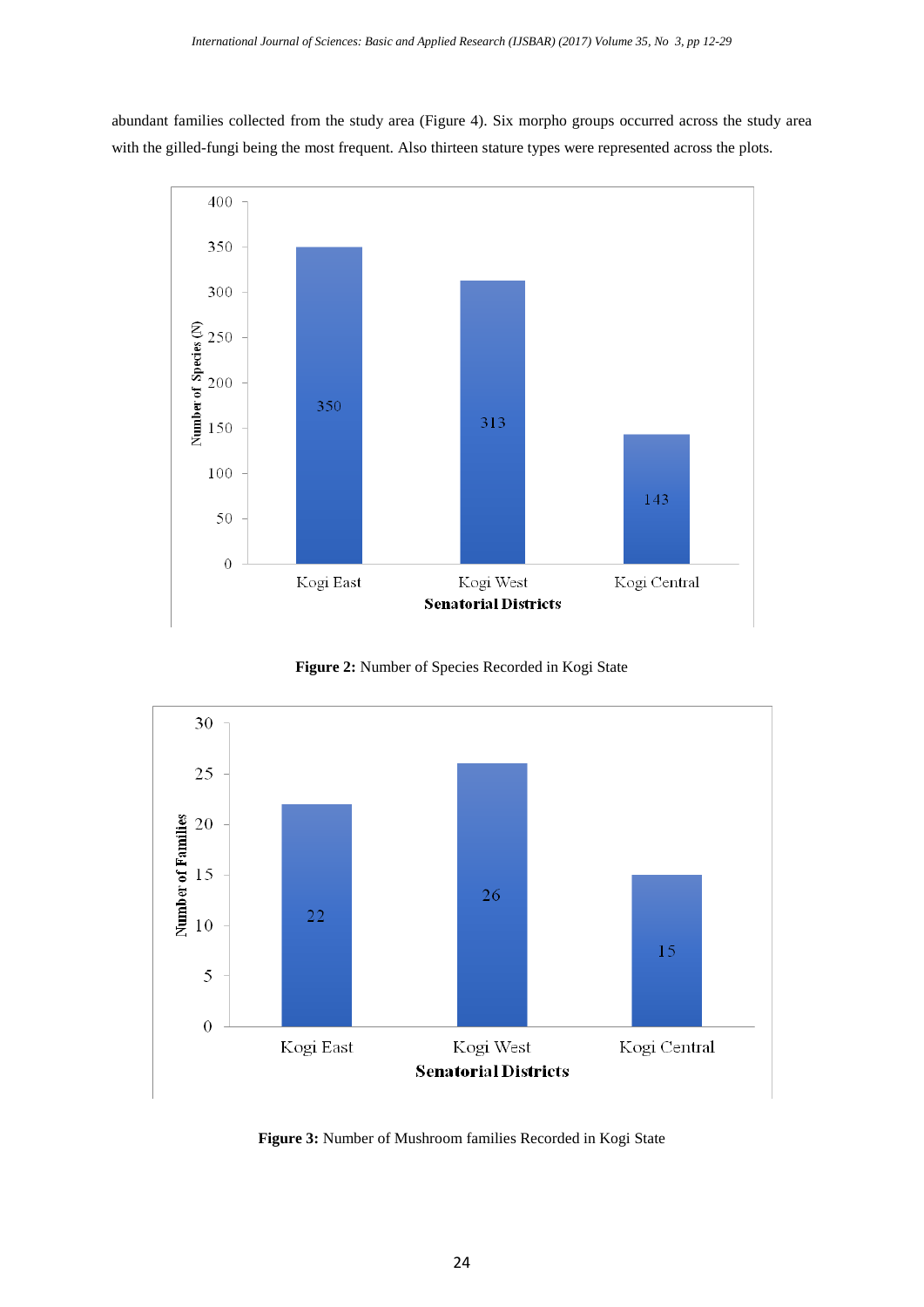abundant families collected from the study area (Figure 4). Six morpho groups occurred across the study area with the gilled-fungi being the most frequent. Also thirteen stature types were represented across the plots.

**Figure 2:** Number of Species Recorded in Kogi State

**Figure 3:** Number of Mushroom families Recorded in Kogi State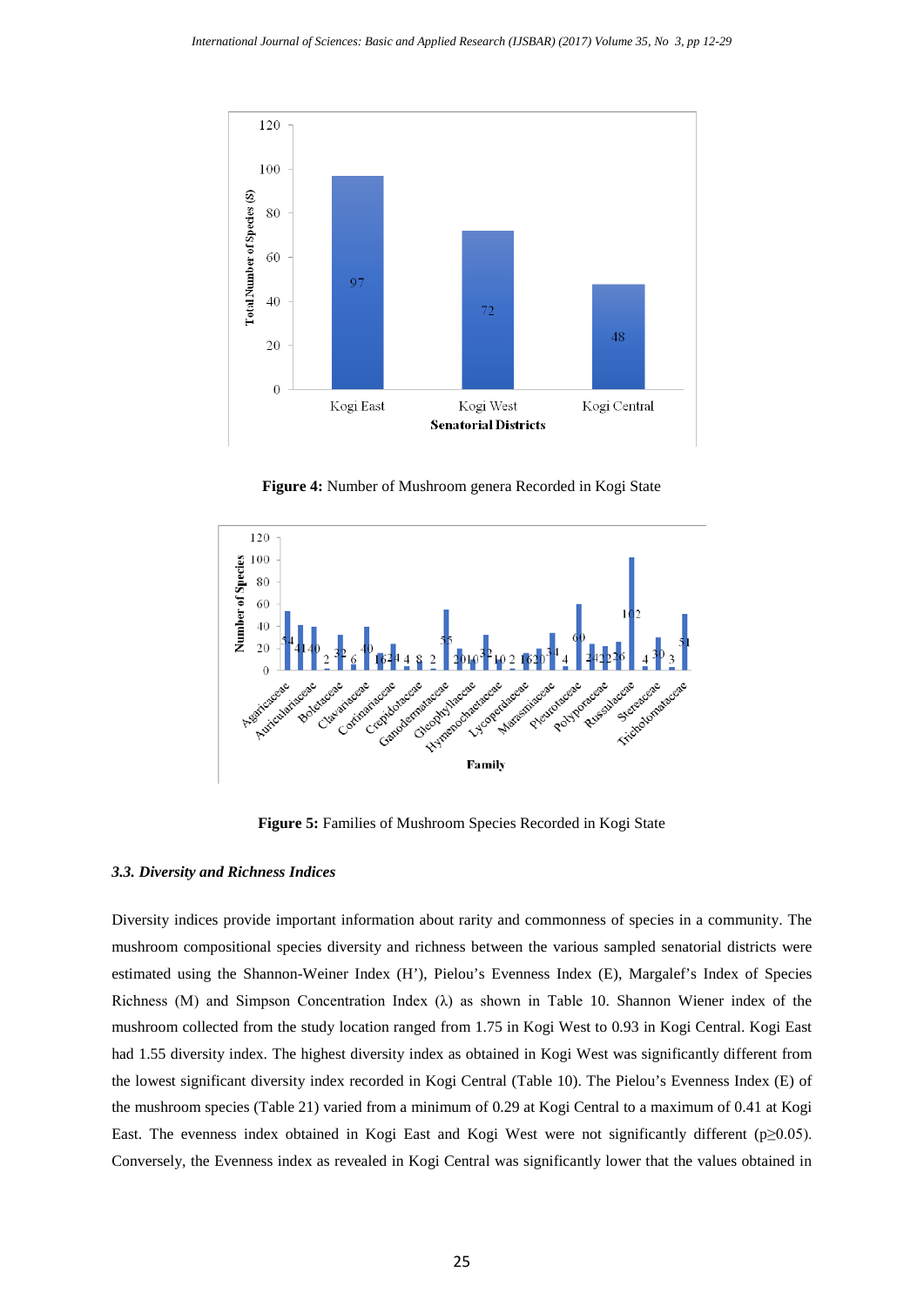**Figure 4:** Number of Mushroom genera Recorded in Kogi State

**Figure 5:** Families of Mushroom Species Recorded in Kogi State

### *3.3. Diversity and Richness Indices*

Diversity indices provide important information about rarity and commonness of species in a community. The mushroom compositional species diversity and richness between the various sampled senatorial districts were estimated using the Shannon-Weiner Index (H'), Pielou's Evenness Index (E), Margalef's Index of Species Richness (M) and Simpson Concentration Index (λ) as shown in Table 10. Shannon Wiener index of the mushroom collected from the study location ranged from 1.75 in Kogi West to 0.93 in Kogi Central. Kogi East had 1.55 diversity index. The highest diversity index as obtained in Kogi West was significantly different from the lowest significant diversity index recorded in Kogi Central (Table 10). The Pielou's Evenness Index (E) of the mushroom species (Table 21) varied from a minimum of 0.29 at Kogi Central to a maximum of 0.41 at Kogi East. The evenness index obtained in Kogi East and Kogi West were not significantly different ($p \geq 0.05$). Conversely, the Evenness index as revealed in Kogi Central was significantly lower that the values obtained in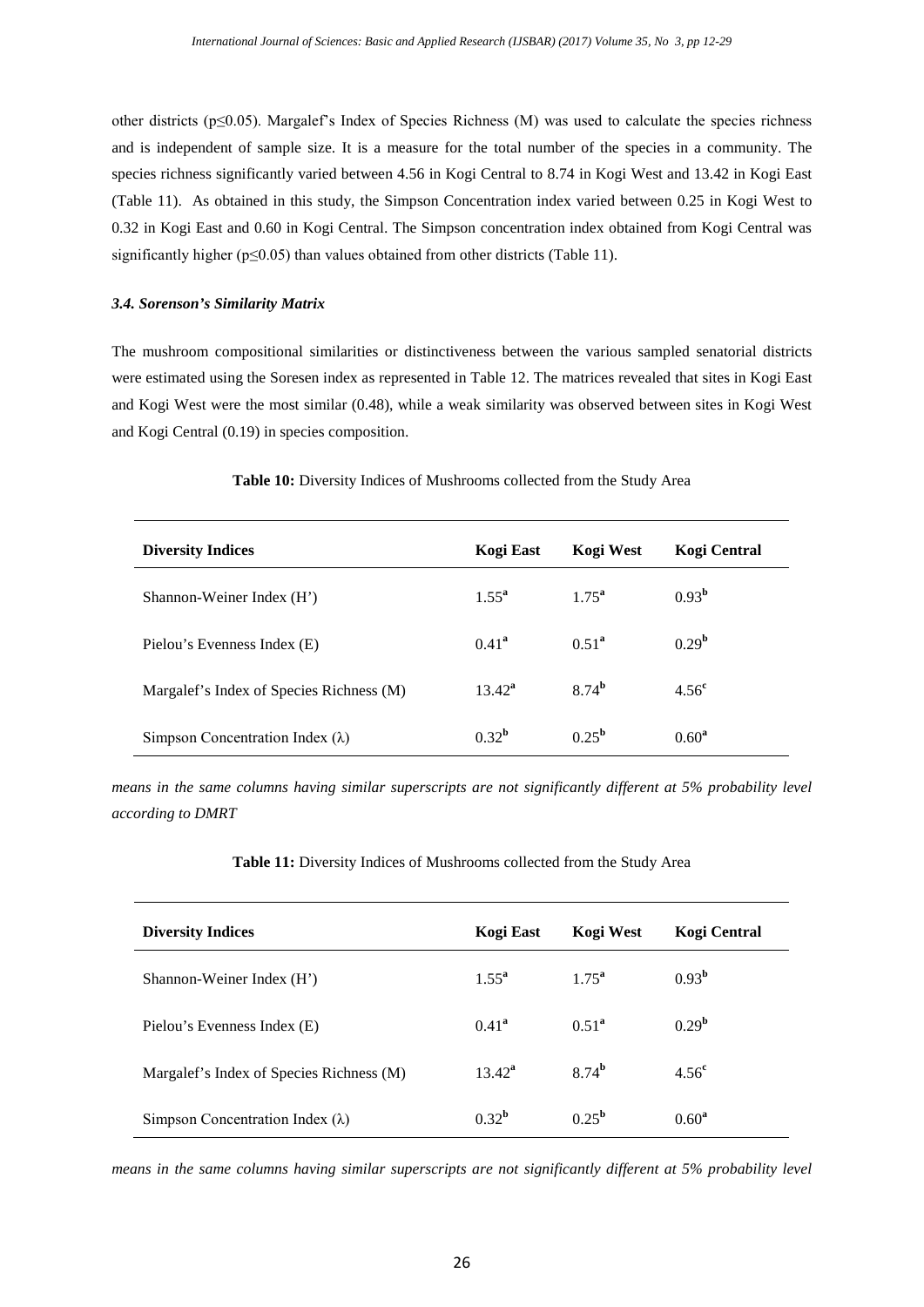other districts ($p \leq 0.05$). Margalef's Index of Species Richness (M) was used to calculate the species richness and is independent of sample size. It is a measure for the total number of the species in a community. The species richness significantly varied between 4.56 in Kogi Central to 8.74 in Kogi West and 13.42 in Kogi East (Table 11). As obtained in this study, the Simpson Concentration index varied between 0.25 in Kogi West to 0.32 in Kogi East and 0.60 in Kogi Central. The Simpson concentration index obtained from Kogi Central was significantly higher ($p \leq 0.05$) than values obtained from other districts (Table 11).

### *3.4. Sorenson's Similarity Matrix*

The mushroom compositional similarities or distinctiveness between the various sampled senatorial districts were estimated using the Soresen index as represented in Table 12. The matrices revealed that sites in Kogi East and Kogi West were the most similar (0.48), while a weak similarity was observed between sites in Kogi West and Kogi Central (0.19) in species composition.

**Table 10:** Diversity Indices of Mushrooms collected from the Study Area

| Diversity Indices | Kogi East | Kogi West | Kogi Central |
|---|---|---|---|
| Shannon-Weiner Index (H') | $1.55^{a}$ | $1.75^{a}$ | $0.93^{b}$ |
| Pielou's Evenness Index (E) | $0.41^{a}$ | $0.51^{a}$ | $0.29^{b}$ |
| Margalef's Index of Species Richness (M) | $13.42^{a}$ | $8.74^{b}$ | $4.56^{c}$ |
| Simpson Concentration Index (λ) | $0.32^{b}$ | $0.25^{b}$ | $0.60^{a}$ |

*means in the same columns having similar superscripts are not significantly different at 5% probability level according to DMRT*

**Table 11:** Diversity Indices of Mushrooms collected from the Study Area

| Diversity Indices | Kogi East | Kogi West | Kogi Central |
|---|---|---|---|
| Shannon-Weiner Index (H') | $1.55^{a}$ | $1.75^{a}$ | $0.93^{b}$ |
| Pielou's Evenness Index (E) | $0.41^{a}$ | $0.51^{a}$ | $0.29^{b}$ |
| Margalef's Index of Species Richness (M) | $13.42^{a}$ | $8.74^{b}$ | $4.56^{c}$ |
| Simpson Concentration Index (λ) | $0.32^{b}$ | $0.25^{b}$ | $0.60^{a}$ |

*means in the same columns having similar superscripts are not significantly different at 5% probability level*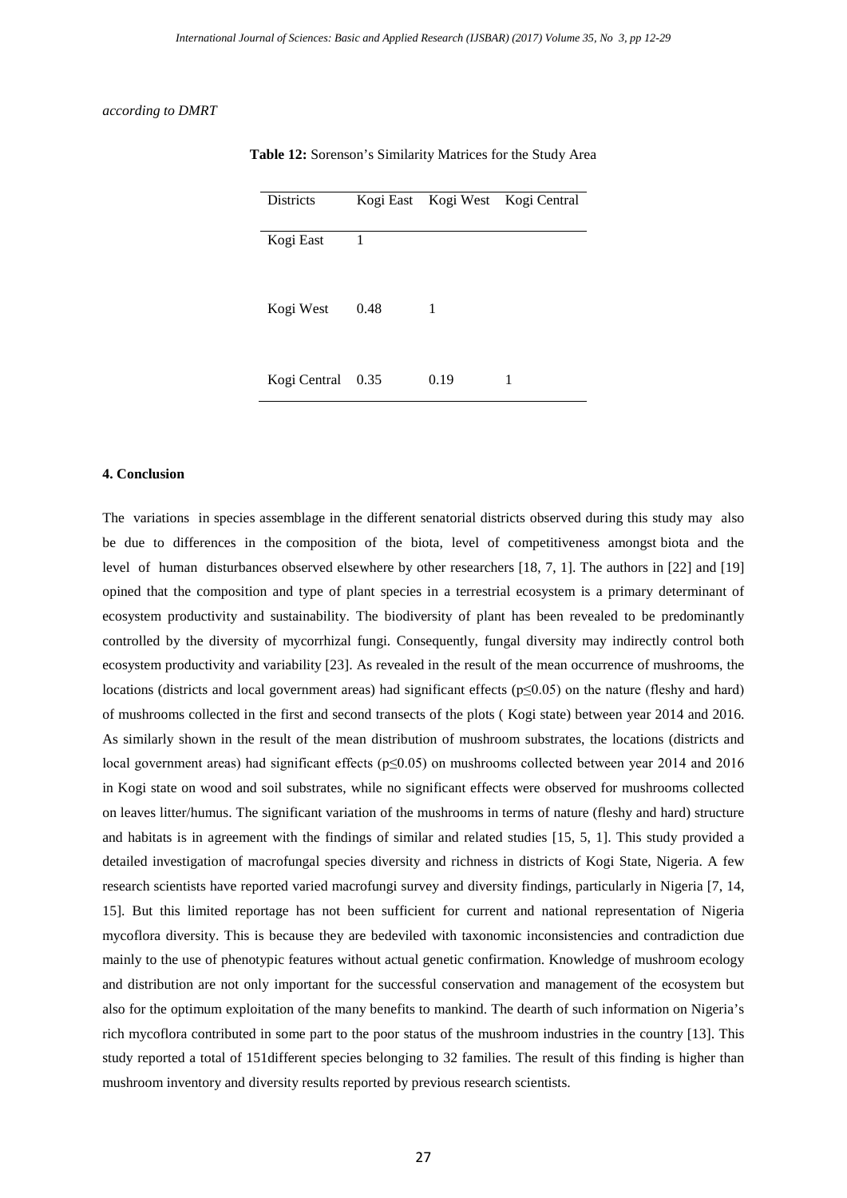*according to DMRT*

**Table 12:** Sorenson's Similarity Matrices for the Study Area

| Districts | Kogi East | Kogi West | Kogi Central |
|---|---|---|---|
| Kogi East | 1 | | |
| Kogi West | 0.48 | 1 | |
| Kogi Central | 0.35 | 0.19 | 1 |

## 4. Conclusion

The variations in species assemblage in the different senatorial districts observed during this study may also be due to differences in the composition of the biota, level of competitiveness amongst biota and the level of human disturbances observed elsewhere by other researchers [18, 7, 1]. The authors in [22] and [19] opined that the composition and type of plant species in a terrestrial ecosystem is a primary determinant of ecosystem productivity and sustainability. The biodiversity of plant has been revealed to be predominantly controlled by the diversity of mycorrhizal fungi. Consequently, fungal diversity may indirectly control both ecosystem productivity and variability [23]. As revealed in the result of the mean occurrence of mushrooms, the locations (districts and local government areas) had significant effects ($p \leq 0.05$) on the nature (fleshy and hard) of mushrooms collected in the first and second transects of the plots ( Kogi state) between year 2014 and 2016. As similarly shown in the result of the mean distribution of mushroom substrates, the locations (districts and local government areas) had significant effects ($p \leq 0.05$) on mushrooms collected between year 2014 and 2016 in Kogi state on wood and soil substrates, while no significant effects were observed for mushrooms collected on leaves litter/humus. The significant variation of the mushrooms in terms of nature (fleshy and hard) structure and habitats is in agreement with the findings of similar and related studies [15, 5, 1]. This study provided a detailed investigation of macrofungal species diversity and richness in districts of Kogi State, Nigeria. A few research scientists have reported varied macrofungi survey and diversity findings, particularly in Nigeria [7, 14, 15]. But this limited reportage has not been sufficient for current and national representation of Nigeria mycoflora diversity. This is because they are bedeviled with taxonomic inconsistencies and contradiction due mainly to the use of phenotypic features without actual genetic confirmation. Knowledge of mushroom ecology and distribution are not only important for the successful conservation and management of the ecosystem but also for the optimum exploitation of the many benefits to mankind. The dearth of such information on Nigeria's rich mycoflora contributed in some part to the poor status of the mushroom industries in the country [13]. This study reported a total of 151different species belonging to 32 families. The result of this finding is higher than mushroom inventory and diversity results reported by previous research scientists.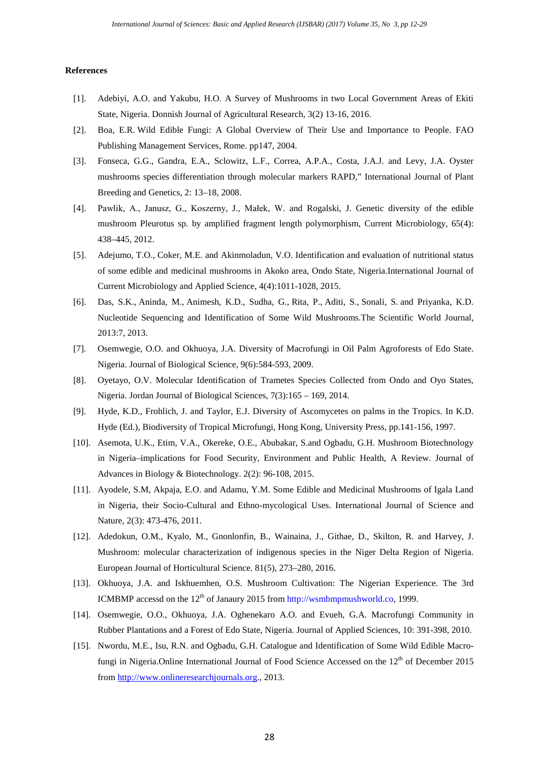**References**

[1]. Adebiyi, A.O. and Yakubu, H.O. A Survey of Mushrooms in two Local Government Areas of Ekiti State, Nigeria. Donnish Journal of Agricultural Research, 3(2) 13-16, 2016.

[2]. Boa, E.R. Wild Edible Fungi: A Global Overview of Their Use and Importance to People. FAO Publishing Management Services, Rome. pp147, 2004.

[3]. Fonseca, G.G., Gandra, E.A., Sclowitz, L.F., Correa, A.P.A., Costa, J.A.J. and Levy, J.A. Oyster mushrooms species differentiation through molecular markers RAPD," International Journal of Plant Breeding and Genetics, 2: 13–18, 2008.

[4]. Pawlik, A., Janusz, G., Koszerny, J., Małek, W. and Rogalski, J. Genetic diversity of the edible mushroom Pleurotus sp. by amplified fragment length polymorphism, Current Microbiology, 65(4): 438–445, 2012.

[5]. Adejumo, T.O., Coker, M.E. and Akinmoladun, V.O. Identification and evaluation of nutritional status of some edible and medicinal mushrooms in Akoko area, Ondo State, Nigeria.International Journal of Current Microbiology and Applied Science, 4(4):1011-1028, 2015.

[6]. Das, S.K., Aninda, M., Animesh, K.D., Sudha, G., Rita, P., Aditi, S., Sonali, S. and Priyanka, K.D. Nucleotide Sequencing and Identification of Some Wild Mushrooms.The Scientific World Journal, 2013:7, 2013.

[7]. Osemwegie, O.O. and Okhuoya, J.A. Diversity of Macrofungi in Oil Palm Agroforests of Edo State. Nigeria. Journal of Biological Science, 9(6):584-593, 2009.

[8]. Oyetayo, O.V. Molecular Identification of Trametes Species Collected from Ondo and Oyo States, Nigeria. Jordan Journal of Biological Sciences, 7(3):165 – 169, 2014.

[9]. Hyde, K.D., Frohlich, J. and Taylor, E.J. Diversity of Ascomycetes on palms in the Tropics. In K.D. Hyde (Ed.), Biodiversity of Tropical Microfungi, Hong Kong, University Press, pp.141-156, 1997.

[10]. Asemota, U.K., Etim, V.A., Okereke, O.E., Abubakar, S.and Ogbadu, G.H. Mushroom Biotechnology in Nigeria–implications for Food Security, Environment and Public Health, A Review. Journal of Advances in Biology & Biotechnology. 2(2): 96-108, 2015.

[11]. Ayodele, S.M, Akpaja, E.O. and Adamu, Y.M. Some Edible and Medicinal Mushrooms of Igala Land in Nigeria, their Socio-Cultural and Ethno-mycological Uses. International Journal of Science and Nature, 2(3): 473-476, 2011.

[12]. Adedokun, O.M., Kyalo, M., Gnonlonfin, B., Wainaina, J., Githae, D., Skilton, R. and Harvey, J. Mushroom: molecular characterization of indigenous species in the Niger Delta Region of Nigeria. European Journal of Horticultural Science. 81(5), 273–280, 2016.

[13]. Okhuoya, J.A. and Iskhuemhen, O.S. Mushroom Cultivation: The Nigerian Experience. The 3rd ICMBMP accessd on the 12th of Janaury 2015 from http://wsmbmpmushworld.co, 1999.

[14]. Osemwegie, O.O., Okhuoya, J.A. Oghenekaro A.O. and Evueh, G.A. Macrofungi Community in Rubber Plantations and a Forest of Edo State, Nigeria. Journal of Applied Sciences, 10: 391-398, 2010.

[15]. Nwordu, M.E., Isu, R.N. and Ogbadu, G.H. Catalogue and Identification of Some Wild Edible Macro-fungi in Nigeria.Online International Journal of Food Science Accessed on the 12th of December 2015 from http://www.onlineresearchjournals.org., 2013.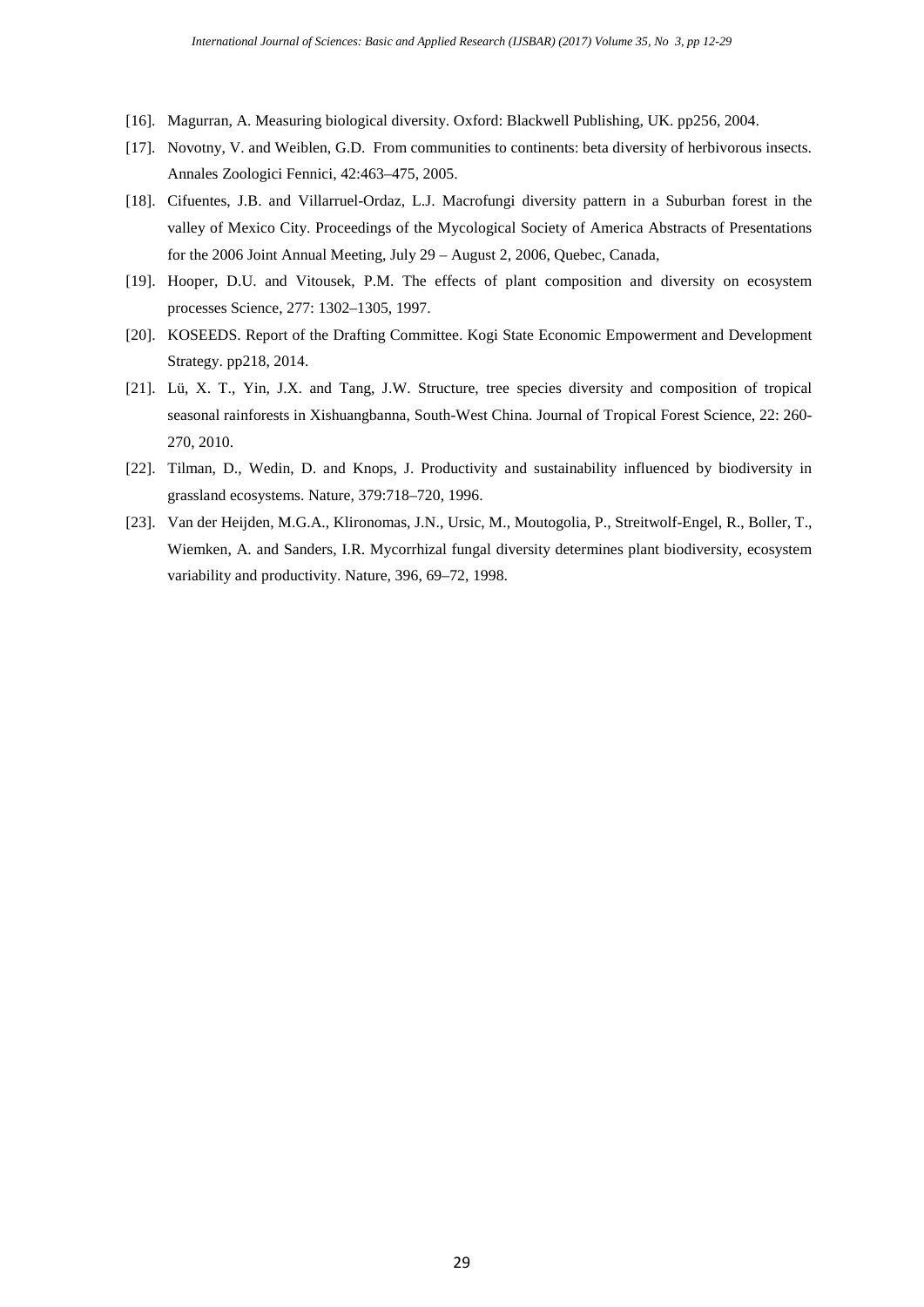[16]. Magurran, A. Measuring biological diversity. Oxford: Blackwell Publishing, UK. pp256, 2004.

[17]. Novotny, V. and Weiblen, G.D. From communities to continents: beta diversity of herbivorous insects. Annales Zoologici Fennici, 42:463–475, 2005.

[18]. Cifuentes, J.B. and Villarruel-Ordaz, L.J. Macrofungi diversity pattern in a Suburban forest in the valley of Mexico City. Proceedings of the Mycological Society of America Abstracts of Presentations for the 2006 Joint Annual Meeting, July 29 – August 2, 2006, Quebec, Canada,

[19]. Hooper, D.U. and Vitousek, P.M. The effects of plant composition and diversity on ecosystem processes Science, 277: 1302–1305, 1997.

[20]. KOSEEDS. Report of the Drafting Committee. Kogi State Economic Empowerment and Development Strategy. pp218, 2014.

[21]. Lü, X. T., Yin, J.X. and Tang, J.W. Structure, tree species diversity and composition of tropical seasonal rainforests in Xishuangbanna, South-West China. Journal of Tropical Forest Science, 22: 260-270, 2010.

[22]. Tilman, D., Wedin, D. and Knops, J. Productivity and sustainability influenced by biodiversity in grassland ecosystems. Nature, 379:718–720, 1996.

[23]. Van der Heijden, M.G.A., Klironomas, J.N., Ursic, M., Moutogolia, P., Streitwolf-Engel, R., Boller, T., Wiemken, A. and Sanders, I.R. Mycorrhizal fungal diversity determines plant biodiversity, ecosystem variability and productivity. Nature, 396, 69–72, 1998.